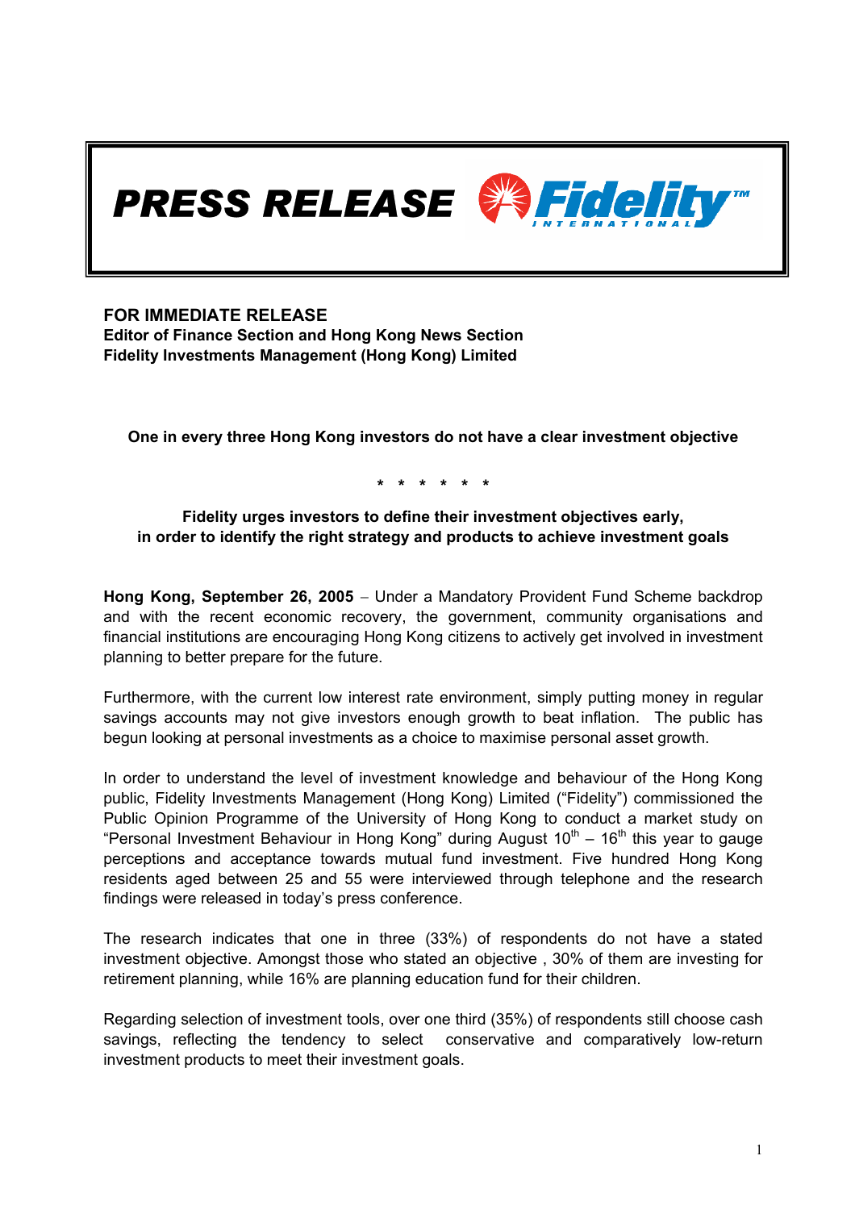**PRESS RELEASE** Fidelity INTERNATIONAL

**FOR IMMEDIATE RELEASE**
**Editor of Finance Section and Hong Kong News Section**
**Fidelity Investments Management (Hong Kong) Limited**

**One in every three Hong Kong investors do not have a clear investment objective**

\* \* \* \* \* \*

**Fidelity urges investors to define their investment objectives early, in order to identify the right strategy and products to achieve investment goals**

**Hong Kong, September 26, 2005** – Under a Mandatory Provident Fund Scheme backdrop and with the recent economic recovery, the government, community organisations and financial institutions are encouraging Hong Kong citizens to actively get involved in investment planning to better prepare for the future.

Furthermore, with the current low interest rate environment, simply putting money in regular savings accounts may not give investors enough growth to beat inflation. The public has begun looking at personal investments as a choice to maximise personal asset growth.

In order to understand the level of investment knowledge and behaviour of the Hong Kong public, Fidelity Investments Management (Hong Kong) Limited ("Fidelity") commissioned the Public Opinion Programme of the University of Hong Kong to conduct a market study on "Personal Investment Behaviour in Hong Kong" during August 10th – 16th this year to gauge perceptions and acceptance towards mutual fund investment. Five hundred Hong Kong residents aged between 25 and 55 were interviewed through telephone and the research findings were released in today's press conference.

The research indicates that one in three (33%) of respondents do not have a stated investment objective. Amongst those who stated an objective , 30% of them are investing for retirement planning, while 16% are planning education fund for their children.

Regarding selection of investment tools, over one third (35%) of respondents still choose cash savings, reflecting the tendency to select conservative and comparatively low-return investment products to meet their investment goals.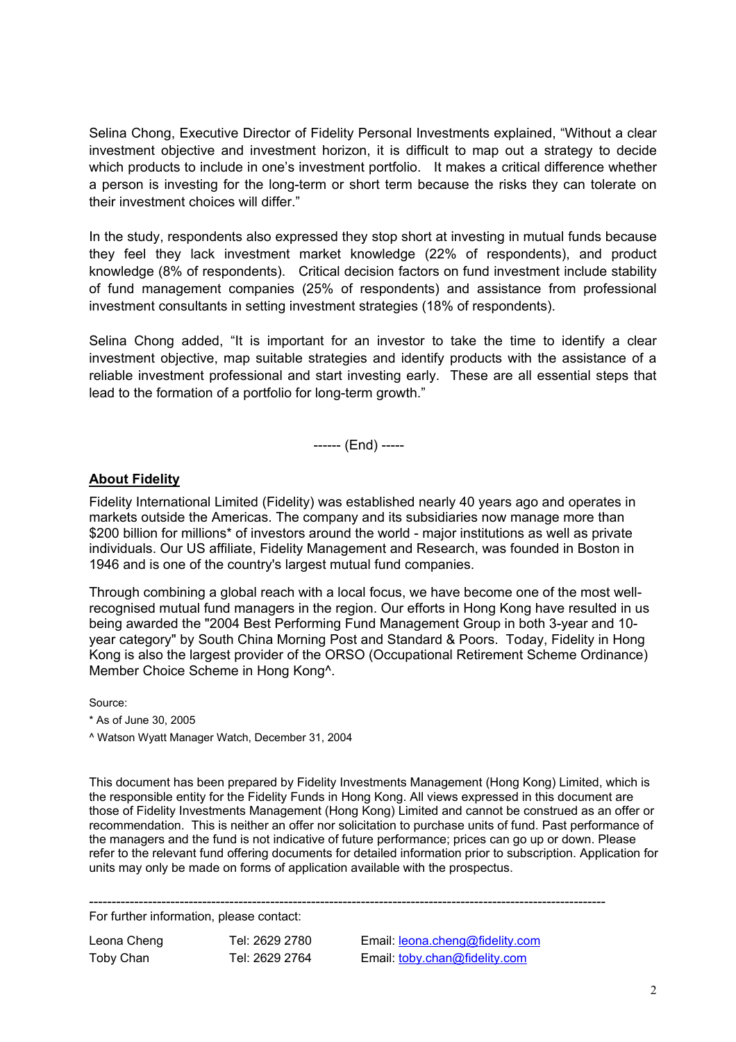Selina Chong, Executive Director of Fidelity Personal Investments explained, "Without a clear investment objective and investment horizon, it is difficult to map out a strategy to decide which products to include in one's investment portfolio. It makes a critical difference whether a person is investing for the long-term or short term because the risks they can tolerate on their investment choices will differ."

In the study, respondents also expressed they stop short at investing in mutual funds because they feel they lack investment market knowledge (22% of respondents), and product knowledge (8% of respondents). Critical decision factors on fund investment include stability of fund management companies (25% of respondents) and assistance from professional investment consultants in setting investment strategies (18% of respondents).

Selina Chong added, "It is important for an investor to take the time to identify a clear investment objective, map suitable strategies and identify products with the assistance of a reliable investment professional and start investing early. These are all essential steps that lead to the formation of a portfolio for long-term growth."

------ (End) -----

## About Fidelity

Fidelity International Limited (Fidelity) was established nearly 40 years ago and operates in markets outside the Americas. The company and its subsidiaries now manage more than $200 billion for millions* of investors around the world - major institutions as well as private individuals. Our US affiliate, Fidelity Management and Research, was founded in Boston in 1946 and is one of the country's largest mutual fund companies.

Through combining a global reach with a local focus, we have become one of the most well-recognised mutual fund managers in the region. Our efforts in Hong Kong have resulted in us being awarded the "2004 Best Performing Fund Management Group in both 3-year and 10-year category" by South China Morning Post and Standard & Poors. Today, Fidelity in Hong Kong is also the largest provider of the ORSO (Occupational Retirement Scheme Ordinance) Member Choice Scheme in Hong Kong^.

Source:

* As of June 30, 2005

^ Watson Wyatt Manager Watch, December 31, 2004

This document has been prepared by Fidelity Investments Management (Hong Kong) Limited, which is the responsible entity for the Fidelity Funds in Hong Kong. All views expressed in this document are those of Fidelity Investments Management (Hong Kong) Limited and cannot be construed as an offer or recommendation. This is neither an offer nor solicitation to purchase units of fund. Past performance of the managers and the fund is not indicative of future performance; prices can go up or down. Please refer to the relevant fund offering documents for detailed information prior to subscription. Application for units may only be made on forms of application available with the prospectus.

---

For further information, please contact:

| | | |
|---|---|---|
| Leona Cheng | Tel: 2629 2780 | Email: leona.cheng@fidelity.com |
| Toby Chan | Tel: 2629 2764 | Email: toby.chan@fidelity.com |